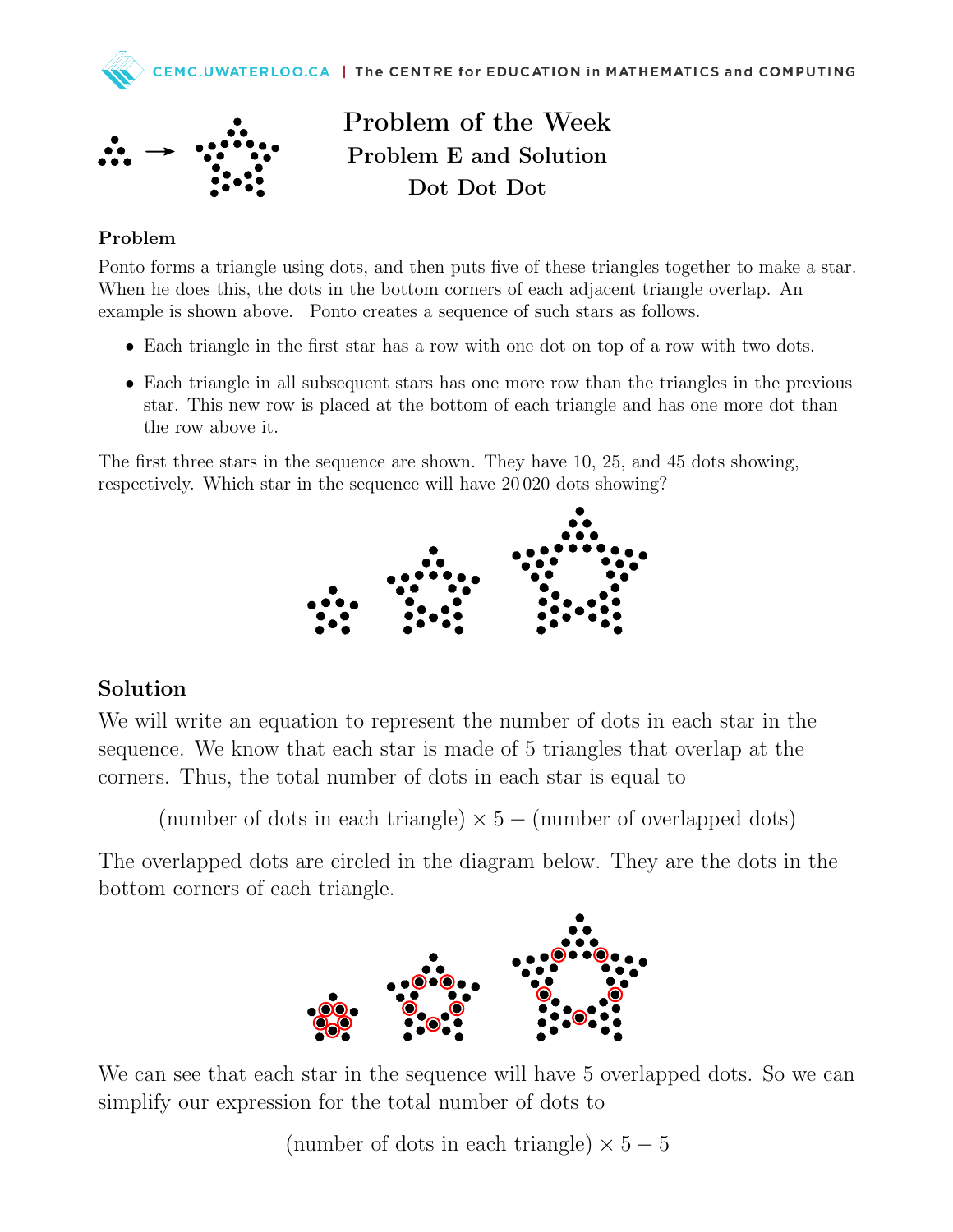# Problem of the Week

## Problem E and Solution

## Dot Dot Dot

### Problem

Ponto forms a triangle using dots, and then puts five of these triangles together to make a star. When he does this, the dots in the bottom corners of each adjacent triangle overlap. An example is shown above. Ponto creates a sequence of such stars as follows.

- Each triangle in the first star has a row with one dot on top of a row with two dots.
- Each triangle in all subsequent stars has one more row than the triangles in the previous star. This new row is placed at the bottom of each triangle and has one more dot than the row above it.

The first three stars in the sequence are shown. They have 10, 25, and 45 dots showing, respectively. Which star in the sequence will have 20 020 dots showing?

### Solution

We will write an equation to represent the number of dots in each star in the sequence. We know that each star is made of 5 triangles that overlap at the corners. Thus, the total number of dots in each star is equal to

$$(\text{number of dots in each triangle}) \times 5 - (\text{number of overlapped dots})$$

The overlapped dots are circled in the diagram below. They are the dots in the bottom corners of each triangle.

We can see that each star in the sequence will have 5 overlapped dots. So we can simplify our expression for the total number of dots to

$$(\text{number of dots in each triangle}) \times 5 - 5$$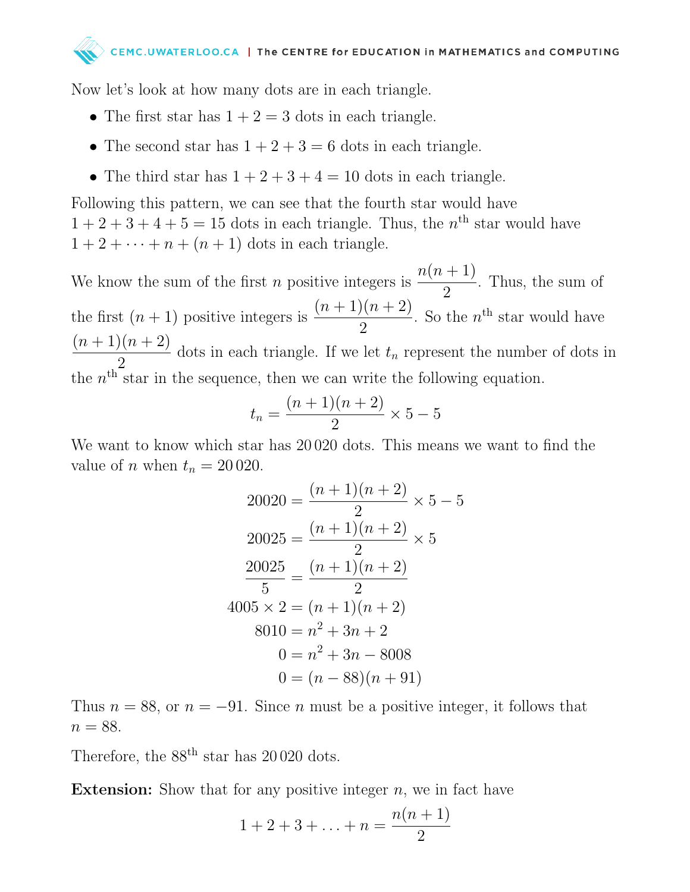Now let's look at how many dots are in each triangle.

- The first star has $1 + 2 = 3$ dots in each triangle.
- The second star has $1 + 2 + 3 = 6$ dots in each triangle.
- The third star has $1 + 2 + 3 + 4 = 10$ dots in each triangle.

Following this pattern, we can see that the fourth star would have $1 + 2 + 3 + 4 + 5 = 15$ dots in each triangle. Thus, the $n^{\text{th}}$ star would have $1 + 2 + \cdots + n + (n + 1)$ dots in each triangle.

We know the sum of the first $n$ positive integers is $\dfrac{n(n+1)}{2}$. Thus, the sum of the first $(n + 1)$ positive integers is $\dfrac{(n+1)(n+2)}{2}$. So the $n^{\text{th}}$ star would have $\dfrac{(n+1)(n+2)}{2}$ dots in each triangle. If we let $t_n$ represent the number of dots in the $n^{\text{th}}$ star in the sequence, then we can write the following equation.

$$t_n = \frac{(n+1)(n+2)}{2} \times 5 - 5$$

We want to know which star has 20 020 dots. This means we want to find the value of $n$ when $t_n = 20\,020$.

$$\begin{aligned}
20020 &= \frac{(n+1)(n+2)}{2} \times 5 - 5 \\
20025 &= \frac{(n+1)(n+2)}{2} \times 5 \\
\frac{20025}{5} &= \frac{(n+1)(n+2)}{2} \\
4005 \times 2 &= (n+1)(n+2) \\
8010 &= n^2 + 3n + 2 \\
0 &= n^2 + 3n - 8008 \\
0 &= (n - 88)(n + 91)
\end{aligned}$$

Thus $n = 88$, or $n = -91$. Since $n$ must be a positive integer, it follows that $n = 88$.

Therefore, the $88^{\text{th}}$ star has 20 020 dots.

**Extension:** Show that for any positive integer $n$, we in fact have

$$1 + 2 + 3 + \ldots + n = \frac{n(n+1)}{2}$$